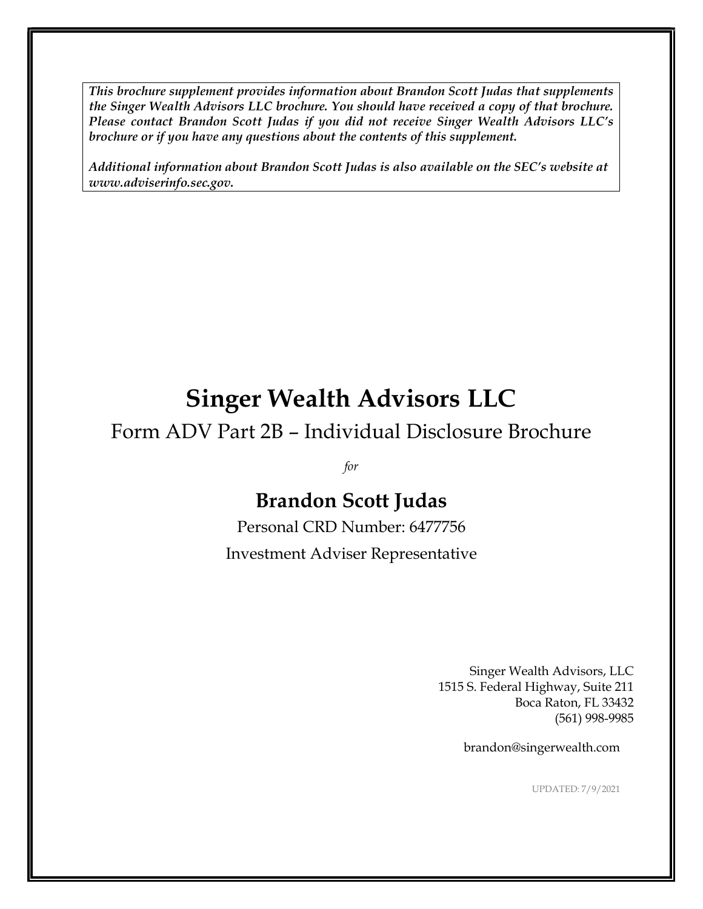***This brochure supplement provides information about Brandon Scott Judas that supplements the Singer Wealth Advisors LLC brochure. You should have received a copy of that brochure. Please contact Brandon Scott Judas if you did not receive Singer Wealth Advisors LLC's brochure or if you have any questions about the contents of this supplement.***

***Additional information about Brandon Scott Judas is also available on the SEC's website at www.adviserinfo.sec.gov.***

# Singer Wealth Advisors LLC

## Form ADV Part 2B – Individual Disclosure Brochure

*for*

## Brandon Scott Judas

Personal CRD Number: 6477756

Investment Adviser Representative

Singer Wealth Advisors, LLC
1515 S. Federal Highway, Suite 211
Boca Raton, FL 33432
(561) 998-9985

brandon@singerwealth.com

UPDATED: 7/9/2021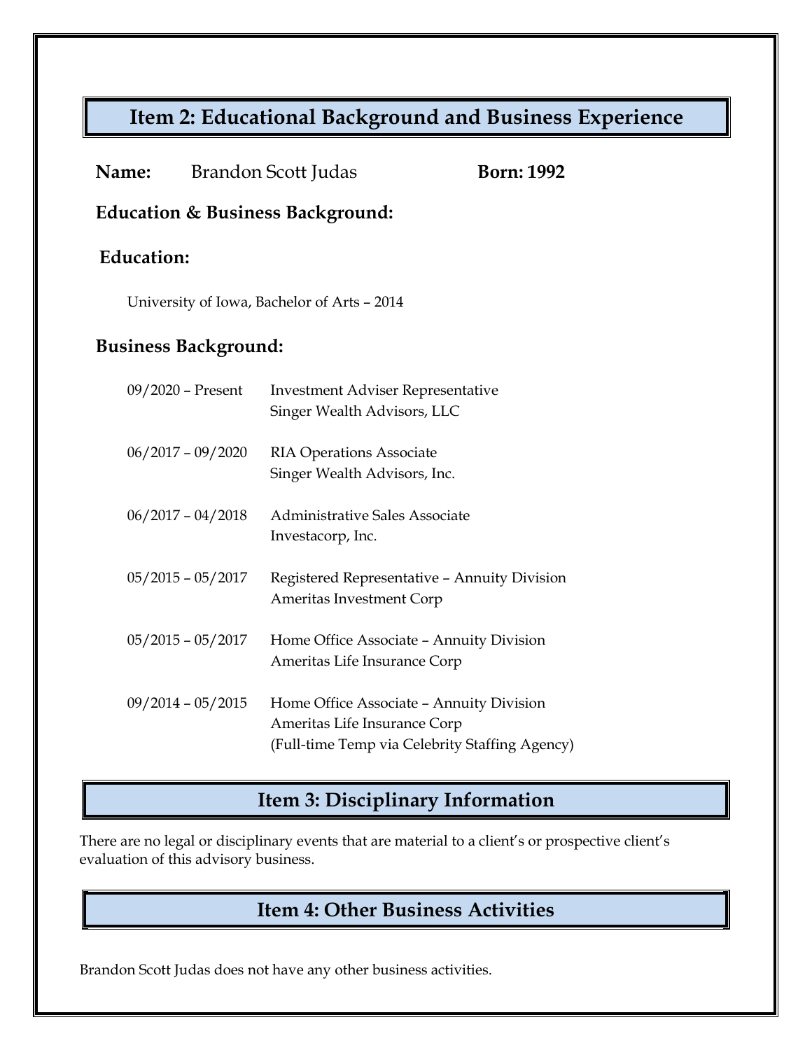## Item 2: Educational Background and Business Experience

**Name:** Brandon Scott Judas **Born: 1992**

### Education & Business Background:

#### Education:

University of Iowa, Bachelor of Arts – 2014

#### Business Background:

| | |
|---|---|
| 09/2020 – Present | Investment Adviser Representative<br>Singer Wealth Advisors, LLC |
| 06/2017 – 09/2020 | RIA Operations Associate<br>Singer Wealth Advisors, Inc. |
| 06/2017 – 04/2018 | Administrative Sales Associate<br>Investacorp, Inc. |
| 05/2015 – 05/2017 | Registered Representative – Annuity Division<br>Ameritas Investment Corp |
| 05/2015 – 05/2017 | Home Office Associate – Annuity Division<br>Ameritas Life Insurance Corp |
| 09/2014 – 05/2015 | Home Office Associate – Annuity Division<br>Ameritas Life Insurance Corp<br>(Full-time Temp via Celebrity Staffing Agency) |

## Item 3: Disciplinary Information

There are no legal or disciplinary events that are material to a client's or prospective client's evaluation of this advisory business.

## Item 4: Other Business Activities

Brandon Scott Judas does not have any other business activities.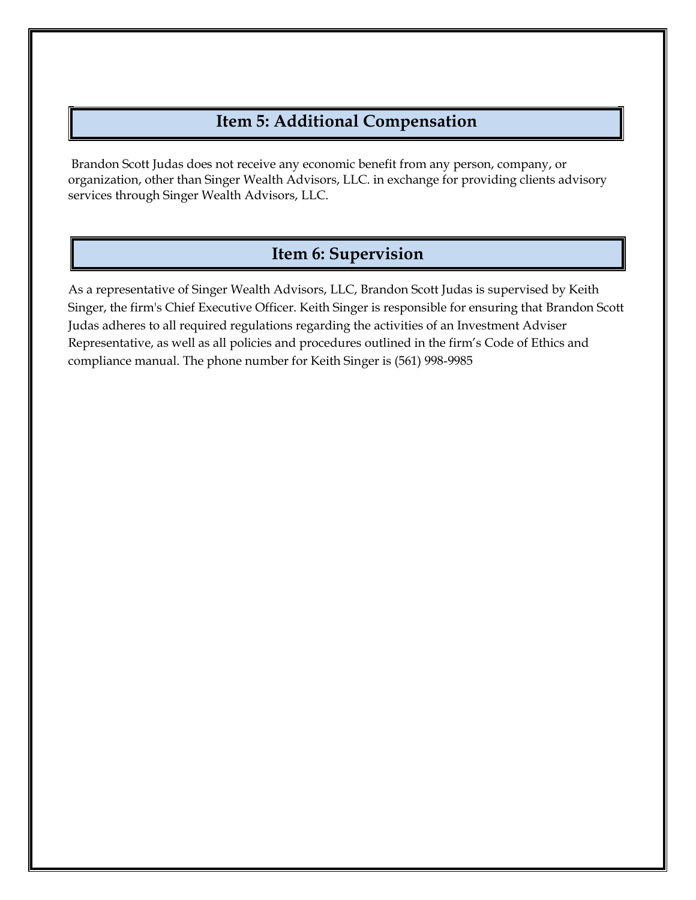## Item 5: Additional Compensation

Brandon Scott Judas does not receive any economic benefit from any person, company, or organization, other than Singer Wealth Advisors, LLC. in exchange for providing clients advisory services through Singer Wealth Advisors, LLC.

## Item 6: Supervision

As a representative of Singer Wealth Advisors, LLC, Brandon Scott Judas is supervised by Keith Singer, the firm's Chief Executive Officer. Keith Singer is responsible for ensuring that Brandon Scott Judas adheres to all required regulations regarding the activities of an Investment Adviser Representative, as well as all policies and procedures outlined in the firm's Code of Ethics and compliance manual. The phone number for Keith Singer is (561) 998-9985